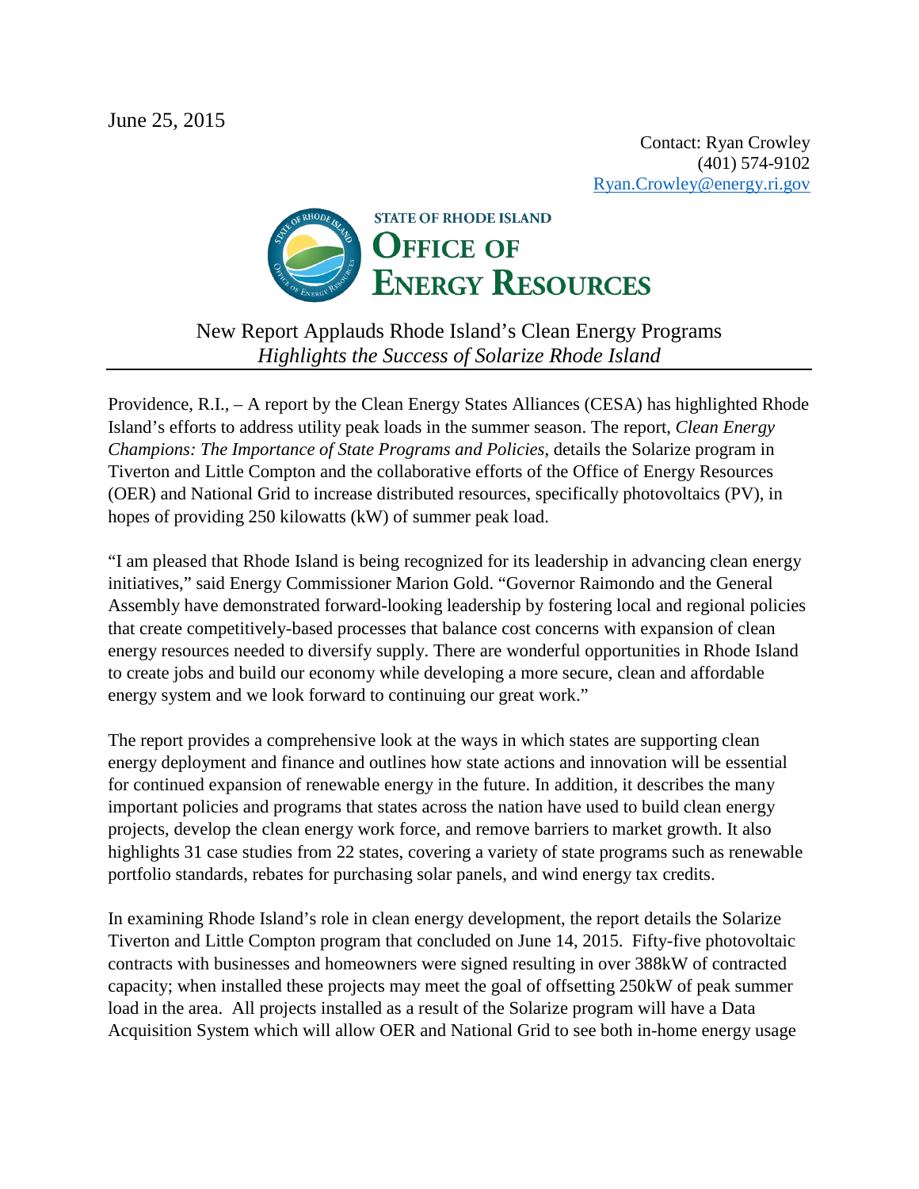June 25, 2015

Contact: Ryan Crowley
(401) 574-9102
Ryan.Crowley@energy.ri.gov

STATE OF RHODE ISLAND
**OFFICE OF ENERGY RESOURCES**

# New Report Applauds Rhode Island's Clean Energy Programs

*Highlights the Success of Solarize Rhode Island*

---

Providence, R.I., – A report by the Clean Energy States Alliances (CESA) has highlighted Rhode Island's efforts to address utility peak loads in the summer season. The report, *Clean Energy Champions: The Importance of State Programs and Policies*, details the Solarize program in Tiverton and Little Compton and the collaborative efforts of the Office of Energy Resources (OER) and National Grid to increase distributed resources, specifically photovoltaics (PV), in hopes of providing 250 kilowatts (kW) of summer peak load.

"I am pleased that Rhode Island is being recognized for its leadership in advancing clean energy initiatives," said Energy Commissioner Marion Gold. "Governor Raimondo and the General Assembly have demonstrated forward-looking leadership by fostering local and regional policies that create competitively-based processes that balance cost concerns with expansion of clean energy resources needed to diversify supply. There are wonderful opportunities in Rhode Island to create jobs and build our economy while developing a more secure, clean and affordable energy system and we look forward to continuing our great work."

The report provides a comprehensive look at the ways in which states are supporting clean energy deployment and finance and outlines how state actions and innovation will be essential for continued expansion of renewable energy in the future. In addition, it describes the many important policies and programs that states across the nation have used to build clean energy projects, develop the clean energy work force, and remove barriers to market growth. It also highlights 31 case studies from 22 states, covering a variety of state programs such as renewable portfolio standards, rebates for purchasing solar panels, and wind energy tax credits.

In examining Rhode Island's role in clean energy development, the report details the Solarize Tiverton and Little Compton program that concluded on June 14, 2015. Fifty-five photovoltaic contracts with businesses and homeowners were signed resulting in over 388kW of contracted capacity; when installed these projects may meet the goal of offsetting 250kW of peak summer load in the area. All projects installed as a result of the Solarize program will have a Data Acquisition System which will allow OER and National Grid to see both in-home energy usage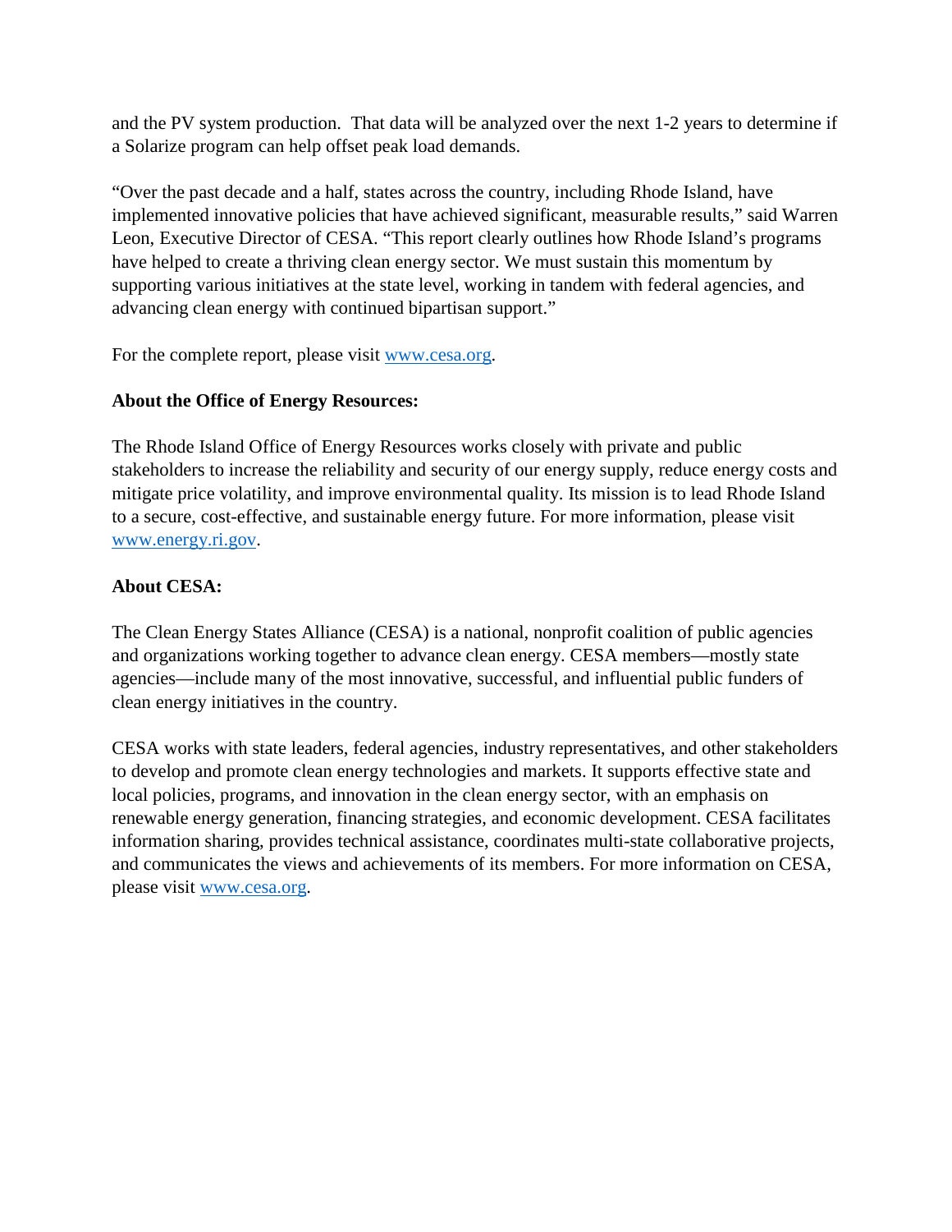and the PV system production. That data will be analyzed over the next 1-2 years to determine if a Solarize program can help offset peak load demands.

"Over the past decade and a half, states across the country, including Rhode Island, have implemented innovative policies that have achieved significant, measurable results," said Warren Leon, Executive Director of CESA. "This report clearly outlines how Rhode Island's programs have helped to create a thriving clean energy sector. We must sustain this momentum by supporting various initiatives at the state level, working in tandem with federal agencies, and advancing clean energy with continued bipartisan support."

For the complete report, please visit [www.cesa.org](www.cesa.org).

**About the Office of Energy Resources:**

The Rhode Island Office of Energy Resources works closely with private and public stakeholders to increase the reliability and security of our energy supply, reduce energy costs and mitigate price volatility, and improve environmental quality. Its mission is to lead Rhode Island to a secure, cost-effective, and sustainable energy future. For more information, please visit [www.energy.ri.gov](www.energy.ri.gov).

**About CESA:**

The Clean Energy States Alliance (CESA) is a national, nonprofit coalition of public agencies and organizations working together to advance clean energy. CESA members—mostly state agencies—include many of the most innovative, successful, and influential public funders of clean energy initiatives in the country.

CESA works with state leaders, federal agencies, industry representatives, and other stakeholders to develop and promote clean energy technologies and markets. It supports effective state and local policies, programs, and innovation in the clean energy sector, with an emphasis on renewable energy generation, financing strategies, and economic development. CESA facilitates information sharing, provides technical assistance, coordinates multi-state collaborative projects, and communicates the views and achievements of its members. For more information on CESA, please visit [www.cesa.org](www.cesa.org).